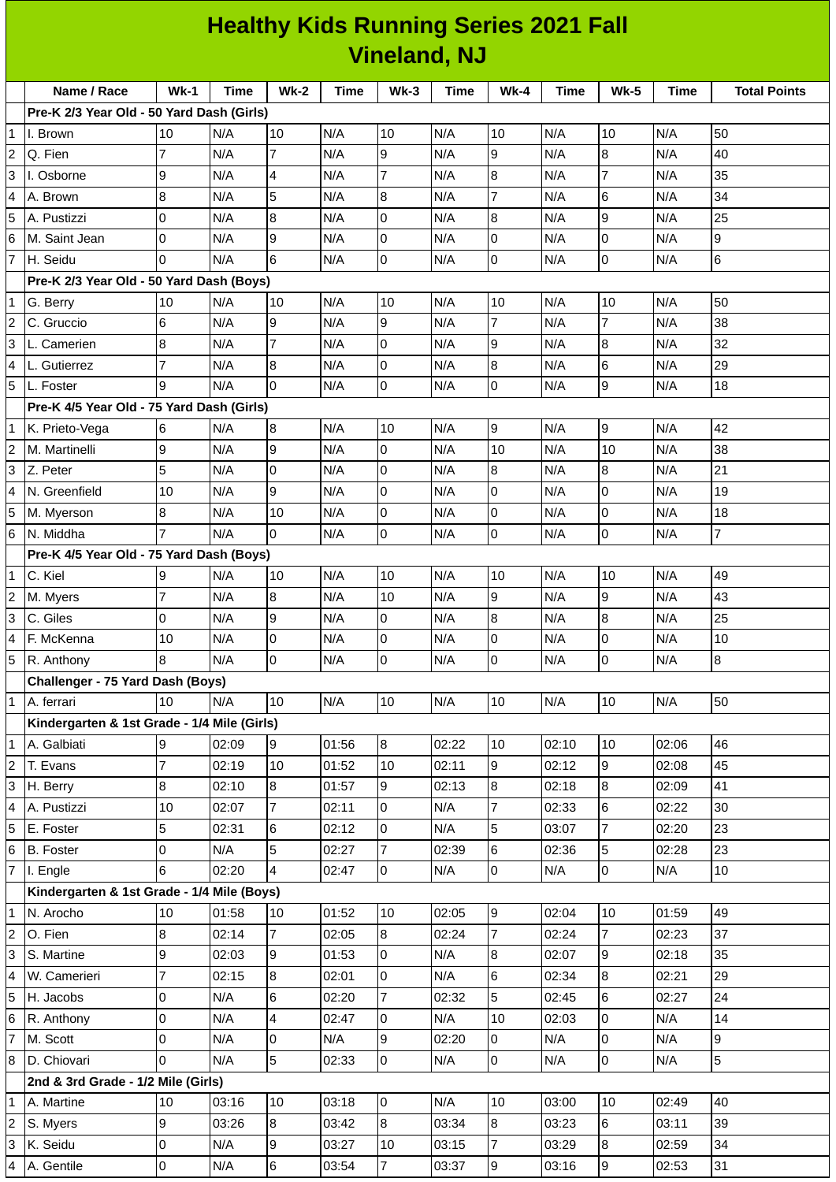# Healthy Kids Running Series 2021 Fall
## Vineland, NJ

| | Name / Race | Wk-1 | Time | Wk-2 | Time | Wk-3 | Time | Wk-4 | Time | Wk-5 | Time | Total Points |
|---|---|---|---|---|---|---|---|---|---|---|---|---|
| | **Pre-K 2/3 Year Old - 50 Yard Dash (Girls)** | | | | | | | | | | | |
| 1 | I. Brown | 10 | N/A | 10 | N/A | 10 | N/A | 10 | N/A | 10 | N/A | 50 |
| 2 | Q. Fien | 7 | N/A | 7 | N/A | 9 | N/A | 9 | N/A | 8 | N/A | 40 |
| 3 | I. Osborne | 9 | N/A | 4 | N/A | 7 | N/A | 8 | N/A | 7 | N/A | 35 |
| 4 | A. Brown | 8 | N/A | 5 | N/A | 8 | N/A | 7 | N/A | 6 | N/A | 34 |
| 5 | A. Pustizzi | 0 | N/A | 8 | N/A | 0 | N/A | 8 | N/A | 9 | N/A | 25 |
| 6 | M. Saint Jean | 0 | N/A | 9 | N/A | 0 | N/A | 0 | N/A | 0 | N/A | 9 |
| 7 | H. Seidu | 0 | N/A | 6 | N/A | 0 | N/A | 0 | N/A | 0 | N/A | 6 |
| | **Pre-K 2/3 Year Old - 50 Yard Dash (Boys)** | | | | | | | | | | | |
| 1 | G. Berry | 10 | N/A | 10 | N/A | 10 | N/A | 10 | N/A | 10 | N/A | 50 |
| 2 | C. Gruccio | 6 | N/A | 9 | N/A | 9 | N/A | 7 | N/A | 7 | N/A | 38 |
| 3 | L. Camerien | 8 | N/A | 7 | N/A | 0 | N/A | 9 | N/A | 8 | N/A | 32 |
| 4 | L. Gutierrez | 7 | N/A | 8 | N/A | 0 | N/A | 8 | N/A | 6 | N/A | 29 |
| 5 | L. Foster | 9 | N/A | 0 | N/A | 0 | N/A | 0 | N/A | 9 | N/A | 18 |
| | **Pre-K 4/5 Year Old - 75 Yard Dash (Girls)** | | | | | | | | | | | |
| 1 | K. Prieto-Vega | 6 | N/A | 8 | N/A | 10 | N/A | 9 | N/A | 9 | N/A | 42 |
| 2 | M. Martinelli | 9 | N/A | 9 | N/A | 0 | N/A | 10 | N/A | 10 | N/A | 38 |
| 3 | Z. Peter | 5 | N/A | 0 | N/A | 0 | N/A | 8 | N/A | 8 | N/A | 21 |
| 4 | N. Greenfield | 10 | N/A | 9 | N/A | 0 | N/A | 0 | N/A | 0 | N/A | 19 |
| 5 | M. Myerson | 8 | N/A | 10 | N/A | 0 | N/A | 0 | N/A | 0 | N/A | 18 |
| 6 | N. Middha | 7 | N/A | 0 | N/A | 0 | N/A | 0 | N/A | 0 | N/A | 7 |
| | **Pre-K 4/5 Year Old - 75 Yard Dash (Boys)** | | | | | | | | | | | |
| 1 | C. Kiel | 9 | N/A | 10 | N/A | 10 | N/A | 10 | N/A | 10 | N/A | 49 |
| 2 | M. Myers | 7 | N/A | 8 | N/A | 10 | N/A | 9 | N/A | 9 | N/A | 43 |
| 3 | C. Giles | 0 | N/A | 9 | N/A | 0 | N/A | 8 | N/A | 8 | N/A | 25 |
| 4 | F. McKenna | 10 | N/A | 0 | N/A | 0 | N/A | 0 | N/A | 0 | N/A | 10 |
| 5 | R. Anthony | 8 | N/A | 0 | N/A | 0 | N/A | 0 | N/A | 0 | N/A | 8 |
| | **Challenger - 75 Yard Dash (Boys)** | | | | | | | | | | | |
| 1 | A. ferrari | 10 | N/A | 10 | N/A | 10 | N/A | 10 | N/A | 10 | N/A | 50 |
| | **Kindergarten & 1st Grade - 1/4 Mile (Girls)** | | | | | | | | | | | |
| 1 | A. Galbiati | 9 | 02:09 | 9 | 01:56 | 8 | 02:22 | 10 | 02:10 | 10 | 02:06 | 46 |
| 2 | T. Evans | 7 | 02:19 | 10 | 01:52 | 10 | 02:11 | 9 | 02:12 | 9 | 02:08 | 45 |
| 3 | H. Berry | 8 | 02:10 | 8 | 01:57 | 9 | 02:13 | 8 | 02:18 | 8 | 02:09 | 41 |
| 4 | A. Pustizzi | 10 | 02:07 | 7 | 02:11 | 0 | N/A | 7 | 02:33 | 6 | 02:22 | 30 |
| 5 | E. Foster | 5 | 02:31 | 6 | 02:12 | 0 | N/A | 5 | 03:07 | 7 | 02:20 | 23 |
| 6 | B. Foster | 0 | N/A | 5 | 02:27 | 7 | 02:39 | 6 | 02:36 | 5 | 02:28 | 23 |
| 7 | I. Engle | 6 | 02:20 | 4 | 02:47 | 0 | N/A | 0 | N/A | 0 | N/A | 10 |
| | **Kindergarten & 1st Grade - 1/4 Mile (Boys)** | | | | | | | | | | | |
| 1 | N. Arocho | 10 | 01:58 | 10 | 01:52 | 10 | 02:05 | 9 | 02:04 | 10 | 01:59 | 49 |
| 2 | O. Fien | 8 | 02:14 | 7 | 02:05 | 8 | 02:24 | 7 | 02:24 | 7 | 02:23 | 37 |
| 3 | S. Martine | 9 | 02:03 | 9 | 01:53 | 0 | N/A | 8 | 02:07 | 9 | 02:18 | 35 |
| 4 | W. Camerieri | 7 | 02:15 | 8 | 02:01 | 0 | N/A | 6 | 02:34 | 8 | 02:21 | 29 |
| 5 | H. Jacobs | 0 | N/A | 6 | 02:20 | 7 | 02:32 | 5 | 02:45 | 6 | 02:27 | 24 |
| 6 | R. Anthony | 0 | N/A | 4 | 02:47 | 0 | N/A | 10 | 02:03 | 0 | N/A | 14 |
| 7 | M. Scott | 0 | N/A | 0 | N/A | 9 | 02:20 | 0 | N/A | 0 | N/A | 9 |
| 8 | D. Chiovari | 0 | N/A | 5 | 02:33 | 0 | N/A | 0 | N/A | 0 | N/A | 5 |
| | **2nd & 3rd Grade - 1/2 Mile (Girls)** | | | | | | | | | | | |
| 1 | A. Martine | 10 | 03:16 | 10 | 03:18 | 0 | N/A | 10 | 03:00 | 10 | 02:49 | 40 |
| 2 | S. Myers | 9 | 03:26 | 8 | 03:42 | 8 | 03:34 | 8 | 03:23 | 6 | 03:11 | 39 |
| 3 | K. Seidu | 0 | N/A | 9 | 03:27 | 10 | 03:15 | 7 | 03:29 | 8 | 02:59 | 34 |
| 4 | A. Gentile | 0 | N/A | 6 | 03:54 | 7 | 03:37 | 9 | 03:16 | 9 | 02:53 | 31 |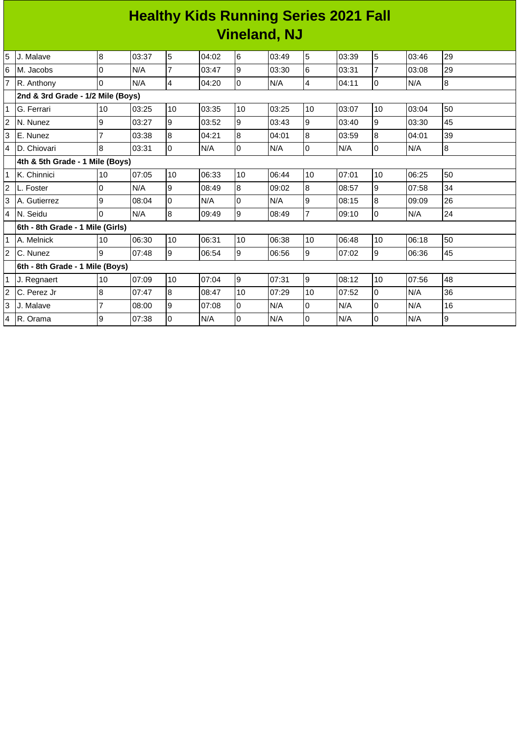# Healthy Kids Running Series 2021 Fall
## Vineland, NJ

| | | | | | | | | | | | | |
|---|---|---|---|---|---|---|---|---|---|---|---|---|
| 5 | J. Malave | 8 | 03:37 | 5 | 04:02 | 6 | 03:49 | 5 | 03:39 | 5 | 03:46 | 29 |
| 6 | M. Jacobs | 0 | N/A | 7 | 03:47 | 9 | 03:30 | 6 | 03:31 | 7 | 03:08 | 29 |
| 7 | R. Anthony | 0 | N/A | 4 | 04:20 | 0 | N/A | 4 | 04:11 | 0 | N/A | 8 |
| | **2nd & 3rd Grade - 1/2 Mile (Boys)** | | | | | | | | | | | |
| 1 | G. Ferrari | 10 | 03:25 | 10 | 03:35 | 10 | 03:25 | 10 | 03:07 | 10 | 03:04 | 50 |
| 2 | N. Nunez | 9 | 03:27 | 9 | 03:52 | 9 | 03:43 | 9 | 03:40 | 9 | 03:30 | 45 |
| 3 | E. Nunez | 7 | 03:38 | 8 | 04:21 | 8 | 04:01 | 8 | 03:59 | 8 | 04:01 | 39 |
| 4 | D. Chiovari | 8 | 03:31 | 0 | N/A | 0 | N/A | 0 | N/A | 0 | N/A | 8 |
| | **4th & 5th Grade - 1 Mile (Boys)** | | | | | | | | | | | |
| 1 | K. Chinnici | 10 | 07:05 | 10 | 06:33 | 10 | 06:44 | 10 | 07:01 | 10 | 06:25 | 50 |
| 2 | L. Foster | 0 | N/A | 9 | 08:49 | 8 | 09:02 | 8 | 08:57 | 9 | 07:58 | 34 |
| 3 | A. Gutierrez | 9 | 08:04 | 0 | N/A | 0 | N/A | 9 | 08:15 | 8 | 09:09 | 26 |
| 4 | N. Seidu | 0 | N/A | 8 | 09:49 | 9 | 08:49 | 7 | 09:10 | 0 | N/A | 24 |
| | **6th - 8th Grade - 1 Mile (Girls)** | | | | | | | | | | | |
| 1 | A. Melnick | 10 | 06:30 | 10 | 06:31 | 10 | 06:38 | 10 | 06:48 | 10 | 06:18 | 50 |
| 2 | C. Nunez | 9 | 07:48 | 9 | 06:54 | 9 | 06:56 | 9 | 07:02 | 9 | 06:36 | 45 |
| | **6th - 8th Grade - 1 Mile (Boys)** | | | | | | | | | | | |
| 1 | J. Regnaert | 10 | 07:09 | 10 | 07:04 | 9 | 07:31 | 9 | 08:12 | 10 | 07:56 | 48 |
| 2 | C. Perez Jr | 8 | 07:47 | 8 | 08:47 | 10 | 07:29 | 10 | 07:52 | 0 | N/A | 36 |
| 3 | J. Malave | 7 | 08:00 | 9 | 07:08 | 0 | N/A | 0 | N/A | 0 | N/A | 16 |
| 4 | R. Orama | 9 | 07:38 | 0 | N/A | 0 | N/A | 0 | N/A | 0 | N/A | 9 |